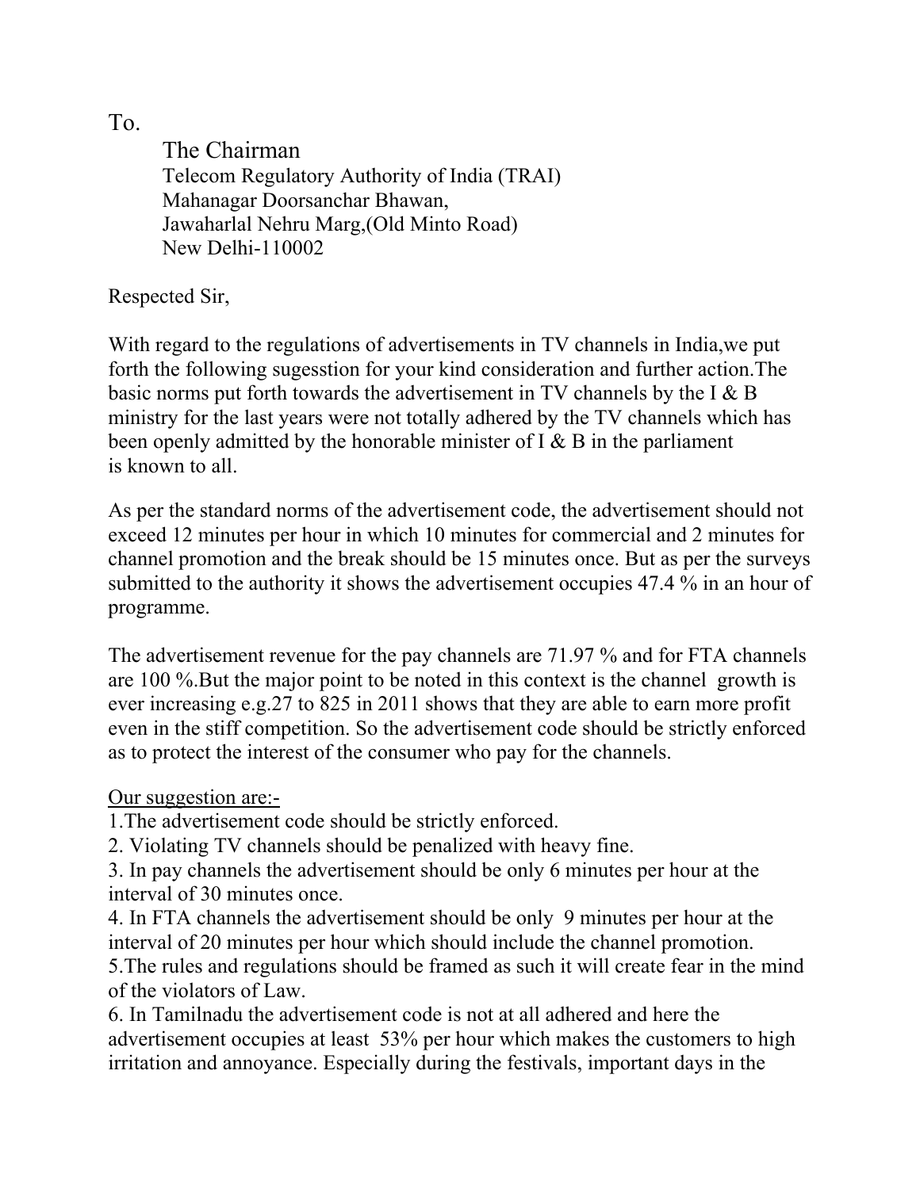To.

The Chairman
Telecom Regulatory Authority of India (TRAI)
Mahanagar Doorsanchar Bhawan,
Jawaharlal Nehru Marg,(Old Minto Road)
New Delhi-110002

Respected Sir,

With regard to the regulations of advertisements in TV channels in India,we put forth the following sugesstion for your kind consideration and further action.The basic norms put forth towards the advertisement in TV channels by the I & B ministry for the last years were not totally adhered by the TV channels which has been openly admitted by the honorable minister of I & B in the parliament is known to all.

As per the standard norms of the advertisement code, the advertisement should not exceed 12 minutes per hour in which 10 minutes for commercial and 2 minutes for channel promotion and the break should be 15 minutes once. But as per the surveys submitted to the authority it shows the advertisement occupies 47.4 % in an hour of programme.

The advertisement revenue for the pay channels are 71.97 % and for FTA channels are 100 %.But the major point to be noted in this context is the channel growth is ever increasing e.g.27 to 825 in 2011 shows that they are able to earn more profit even in the stiff competition. So the advertisement code should be strictly enforced as to protect the interest of the consumer who pay for the channels.

<u>Our suggestion are:-</u>

1.The advertisement code should be strictly enforced.
2. Violating TV channels should be penalized with heavy fine.
3. In pay channels the advertisement should be only 6 minutes per hour at the interval of 30 minutes once.
4. In FTA channels the advertisement should be only 9 minutes per hour at the interval of 20 minutes per hour which should include the channel promotion.
5.The rules and regulations should be framed as such it will create fear in the mind of the violators of Law.
6. In Tamilnadu the advertisement code is not at all adhered and here the advertisement occupies at least 53% per hour which makes the customers to high irritation and annoyance. Especially during the festivals, important days in the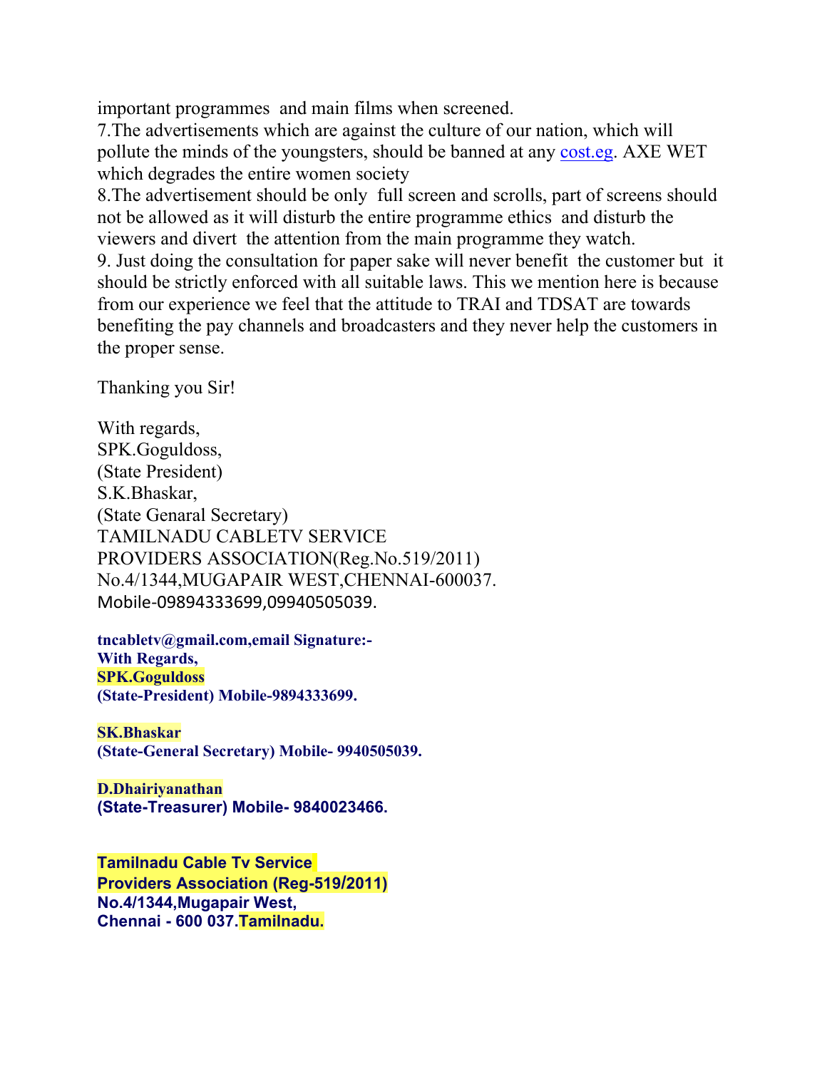important programmes and main films when screened.

7.The advertisements which are against the culture of our nation, which will pollute the minds of the youngsters, should be banned at any cost.eg. AXE WET which degrades the entire women society

8.The advertisement should be only full screen and scrolls, part of screens should not be allowed as it will disturb the entire programme ethics and disturb the viewers and divert the attention from the main programme they watch.

9. Just doing the consultation for paper sake will never benefit the customer but it should be strictly enforced with all suitable laws. This we mention here is because from our experience we feel that the attitude to TRAI and TDSAT are towards benefiting the pay channels and broadcasters and they never help the customers in the proper sense.

Thanking you Sir!

With regards,
SPK.Goguldoss,
(State President)
S.K.Bhaskar,
(State Genaral Secretary)
TAMILNADU CABLETV SERVICE
PROVIDERS ASSOCIATION(Reg.No.519/2011)
No.4/1344,MUGAPAIR WEST,CHENNAI-600037.
Mobile-09894333699,09940505039.

**tncabletv@gmail.com,email Signature:-**
**With Regards,**
**SPK.Goguldoss**
**(State-President) Mobile-9894333699.**

**SK.Bhaskar**
**(State-General Secretary) Mobile- 9940505039.**

**D.Dhairiyanathan**
**(State-Treasurer) Mobile- 9840023466.**

**Tamilnadu Cable Tv Service**
**Providers Association (Reg-519/2011)**
**No.4/1344,Mugapair West,**
**Chennai - 600 037.Tamilnadu.**